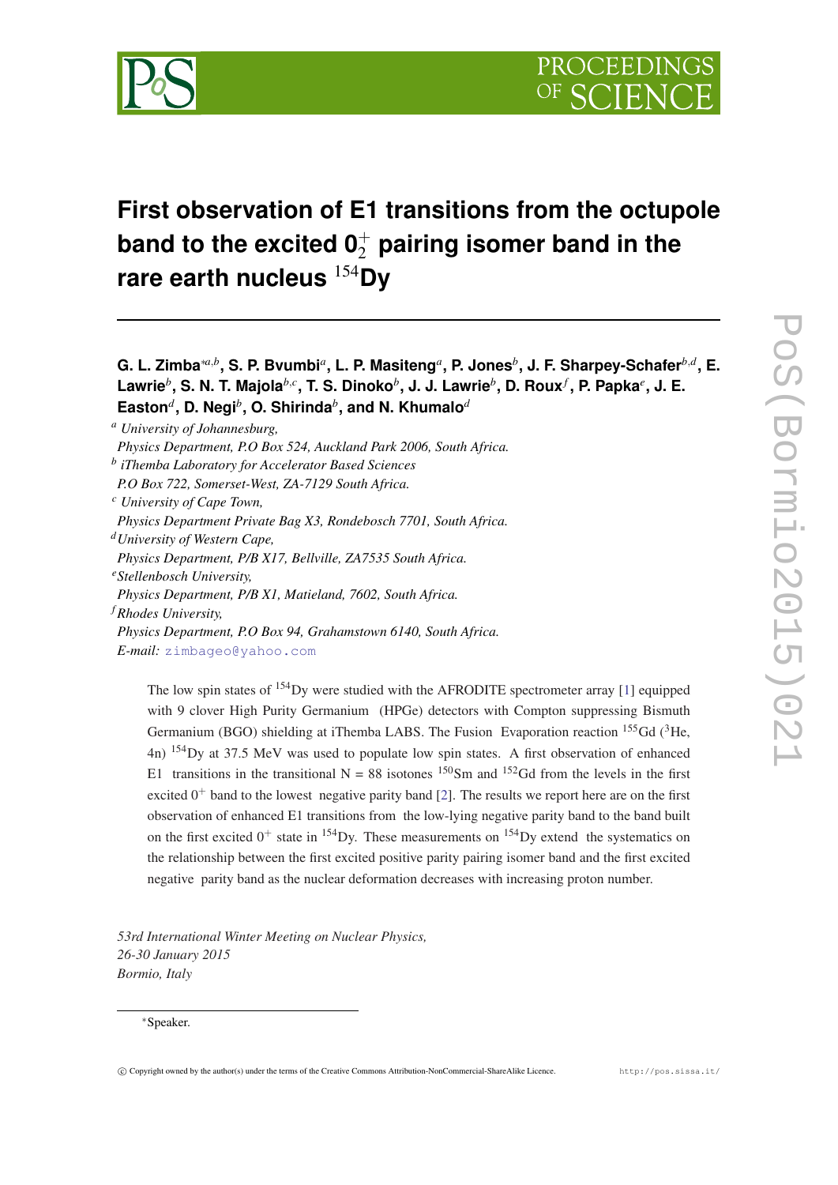# First observation of E1 transitions from the octupole band to the excited $0_2^+$ pairing isomer band in the rare earth nucleus $^{154}$Dy

**G. L. Zimba**[∗a,b], **S. P. Bvumbi**[a], **L. P. Masiteng**[a], **P. Jones**[b], **J. F. Sharpey-Schafer**[b,d], **E. Lawrie**[b], **S. N. T. Majola**[b,c], **T. S. Dinoko**[b], **J. J. Lawrie**[b], **D. Roux**[f], **P. Papka**[e], **J. E. Easton**[d], **D. Negi**[b], **O. Shirinda**[b], **and N. Khumalo**[d]

[a] *University of Johannesburg, Physics Department, P.O Box 524, Auckland Park 2006, South Africa.*
[b] *iThemba Laboratory for Accelerator Based Sciences P.O Box 722, Somerset-West, ZA-7129 South Africa.*
[c] *University of Cape Town, Physics Department Private Bag X3, Rondebosch 7701, South Africa.*
[d] *University of Western Cape, Physics Department, P/B X17, Bellville, ZA7535 South Africa.*
[e] *Stellenbosch University, Physics Department, P/B X1, Matieland, 7602, South Africa.*
[f] *Rhodes University, Physics Department, P.O Box 94, Grahamstown 6140, South Africa.*
*E-mail:* zimbageo@yahoo.com

The low spin states of $^{154}$Dy were studied with the AFRODITE spectrometer array [1] equipped with 9 clover High Purity Germanium (HPGe) detectors with Compton suppressing Bismuth Germanium (BGO) shielding at iThemba LABS. The Fusion Evaporation reaction $^{155}$Gd ($^{3}$He, 4n) $^{154}$Dy at 37.5 MeV was used to populate low spin states. A first observation of enhanced E1 transitions in the transitional N = 88 isotones $^{150}$Sm and $^{152}$Gd from the levels in the first excited $0^+$ band to the lowest negative parity band [2]. The results we report here are on the first observation of enhanced E1 transitions from the low-lying negative parity band to the band built on the first excited $0^+$ state in $^{154}$Dy. These measurements on $^{154}$Dy extend the systematics on the relationship between the first excited positive parity pairing isomer band and the first excited negative parity band as the nuclear deformation decreases with increasing proton number.

*53rd International Winter Meeting on Nuclear Physics,*
*26-30 January 2015*
*Bormio, Italy*

∗Speaker.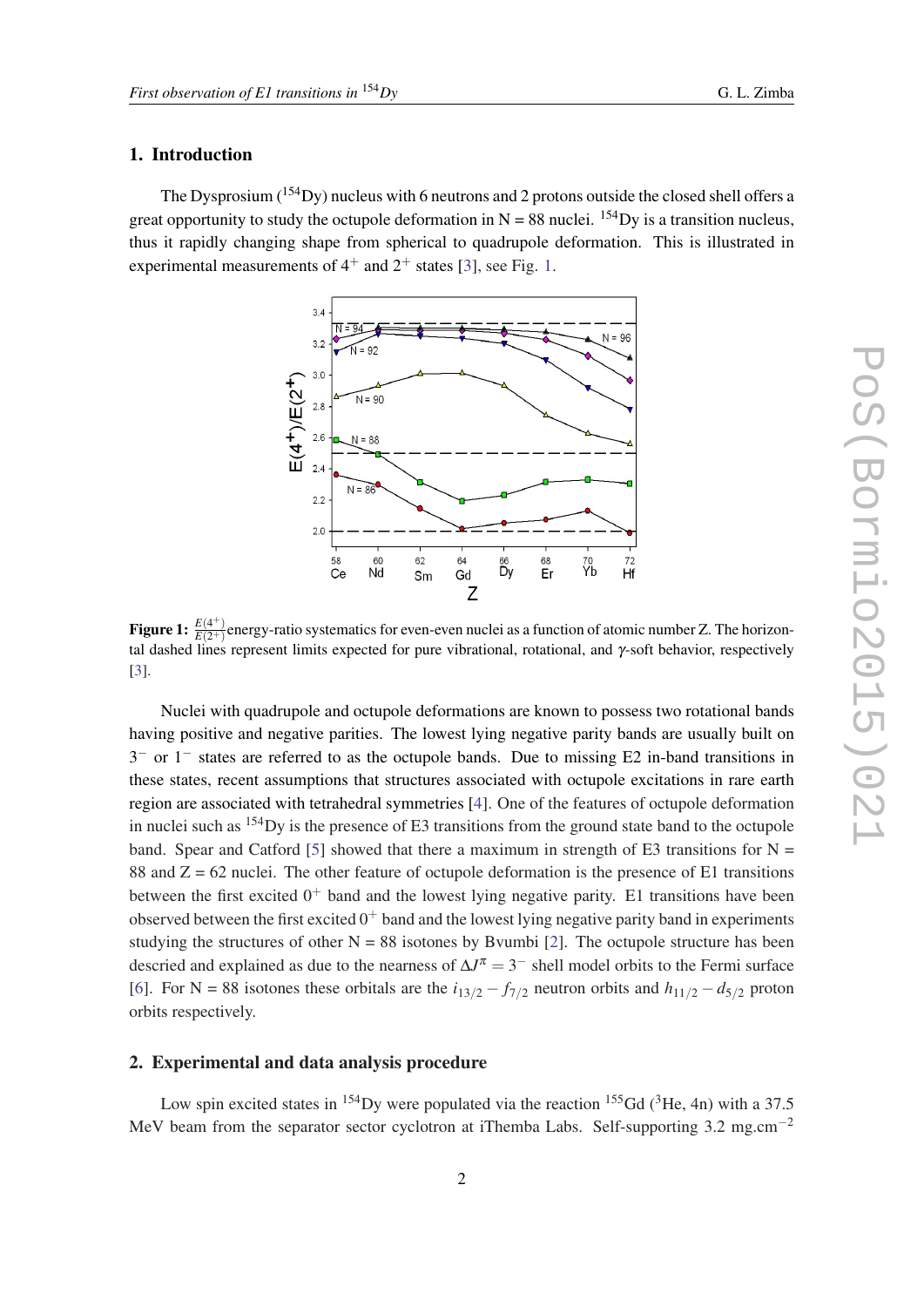## 1. Introduction

The Dysprosium ($^{154}$Dy) nucleus with 6 neutrons and 2 protons outside the closed shell offers a great opportunity to study the octupole deformation in N = 88 nuclei. $^{154}$Dy is a transition nucleus, thus it rapidly changing shape from spherical to quadrupole deformation. This is illustrated in experimental measurements of $4^+$ and $2^+$ states [3], see Fig. 1.

**Figure 1:** $\frac{E(4^+)}{E(2^+)}$ energy-ratio systematics for even-even nuclei as a function of atomic number Z. The horizontal dashed lines represent limits expected for pure vibrational, rotational, and $\gamma$-soft behavior, respectively [3].

Nuclei with quadrupole and octupole deformations are known to possess two rotational bands having positive and negative parities. The lowest lying negative parity bands are usually built on $3^-$ or $1^-$ states are referred to as the octupole bands. Due to missing E2 in-band transitions in these states, recent assumptions that structures associated with octupole excitations in rare earth region are associated with tetrahedral symmetries [4]. One of the features of octupole deformation in nuclei such as $^{154}$Dy is the presence of E3 transitions from the ground state band to the octupole band. Spear and Catford [5] showed that there a maximum in strength of E3 transitions for N = 88 and Z = 62 nuclei. The other feature of octupole deformation is the presence of E1 transitions between the first excited $0^+$ band and the lowest lying negative parity. E1 transitions have been observed between the first excited $0^+$ band and the lowest lying negative parity band in experiments studying the structures of other N = 88 isotones by Bvumbi [2]. The octupole structure has been descried and explained as due to the nearness of $\Delta J^\pi = 3^-$ shell model orbits to the Fermi surface [6]. For N = 88 isotones these orbitals are the $i_{13/2} - f_{7/2}$ neutron orbits and $h_{11/2} - d_{5/2}$ proton orbits respectively.

## 2. Experimental and data analysis procedure

Low spin excited states in $^{154}$Dy were populated via the reaction $^{155}$Gd ($^3$He, 4n) with a 37.5 MeV beam from the separator sector cyclotron at iThemba Labs. Self-supporting 3.2 mg.cm$^{-2}$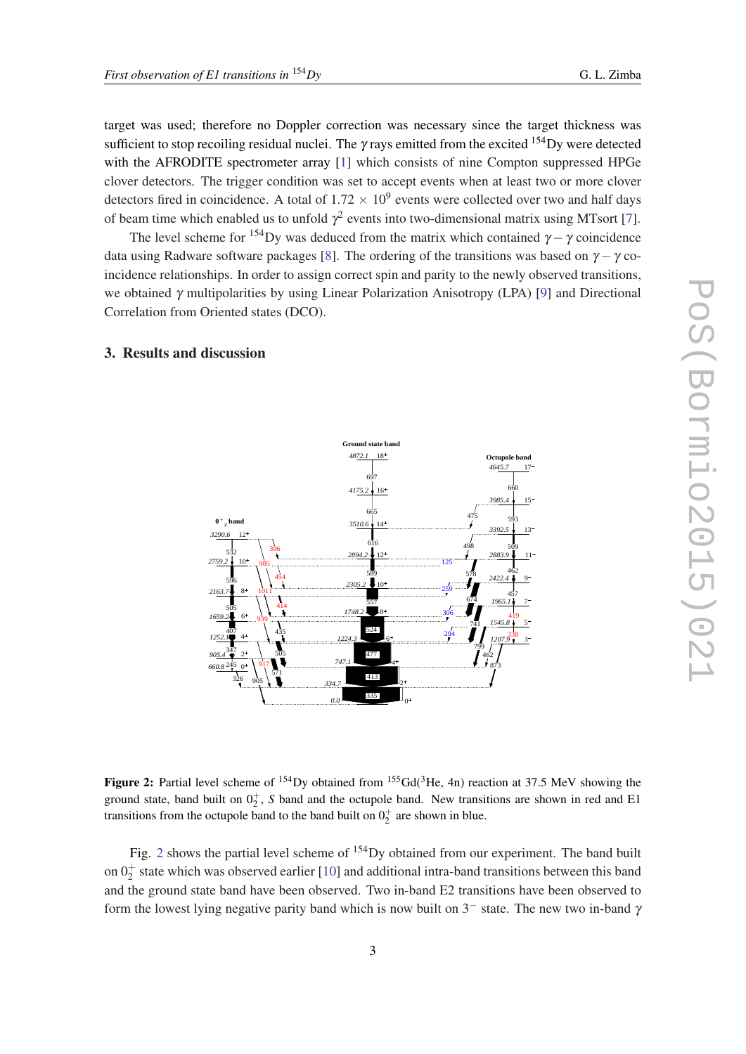target was used; therefore no Doppler correction was necessary since the target thickness was sufficient to stop recoiling residual nuclei. The $\gamma$ rays emitted from the excited $^{154}$Dy were detected with the AFRODITE spectrometer array [1] which consists of nine Compton suppressed HPGe clover detectors. The trigger condition was set to accept events when at least two or more clover detectors fired in coincidence. A total of $1.72 \times 10^9$ events were collected over two and half days of beam time which enabled us to unfold $\gamma^2$ events into two-dimensional matrix using MTsort [7].

The level scheme for $^{154}$Dy was deduced from the matrix which contained $\gamma-\gamma$ coincidence data using Radware software packages [8]. The ordering of the transitions was based on $\gamma-\gamma$ coincidence relationships. In order to assign correct spin and parity to the newly observed transitions, we obtained $\gamma$ multipolarities by using Linear Polarization Anisotropy (LPA) [9] and Directional Correlation from Oriented states (DCO).

## 3. Results and discussion

**Figure 2:** Partial level scheme of $^{154}$Dy obtained from $^{155}$Gd($^3$He, 4n) reaction at 37.5 MeV showing the ground state, band built on $0_2^+$, $S$ band and the octupole band. New transitions are shown in red and E1 transitions from the octupole band to the band built on $0_2^+$ are shown in blue.

Fig. 2 shows the partial level scheme of $^{154}$Dy obtained from our experiment. The band built on $0_2^+$ state which was observed earlier [10] and additional intra-band transitions between this band and the ground state band have been observed. Two in-band E2 transitions have been observed to form the lowest lying negative parity band which is now built on $3^-$ state. The new two in-band $\gamma$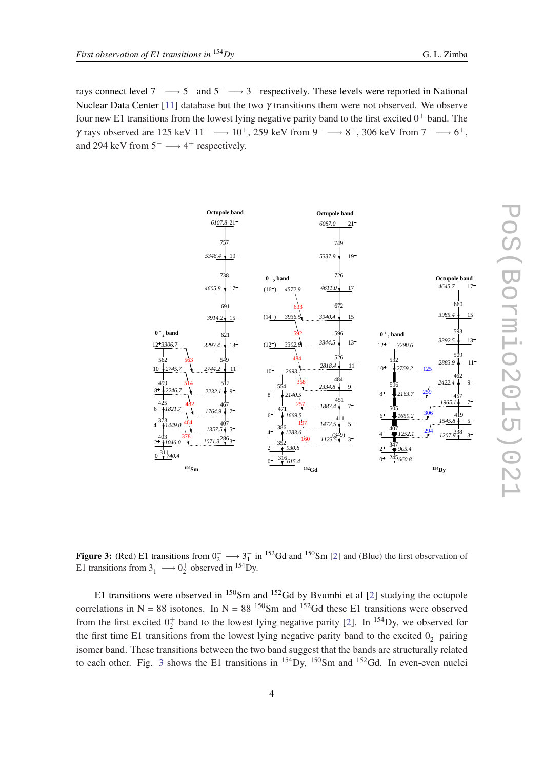rays connect level $7^- \longrightarrow 5^-$ and $5^- \longrightarrow 3^-$ respectively. These levels were reported in National Nuclear Data Center [11] database but the two $\gamma$ transitions them were not observed. We observe four new E1 transitions from the lowest lying negative parity band to the first excited $0^+$ band. The $\gamma$ rays observed are 125 keV $11^- \longrightarrow 10^+$, 259 keV from $9^- \longrightarrow 8^+$, 306 keV from $7^- \longrightarrow 6^+$, and 294 keV from $5^- \longrightarrow 4^+$ respectively.

**Figure 3:** (Red) E1 transitions from $0_2^+ \longrightarrow 3_1^-$ in $^{152}$Gd and $^{150}$Sm [2] and (Blue) the first observation of E1 transitions from $3_1^- \longrightarrow 0_2^+$ observed in $^{154}$Dy.

E1 transitions were observed in $^{150}$Sm and $^{152}$Gd by Bvumbi et al [2] studying the octupole correlations in N = 88 isotones. In N = 88 $^{150}$Sm and $^{152}$Gd these E1 transitions were observed from the first excited $0_2^+$ band to the lowest lying negative parity [2]. In $^{154}$Dy, we observed for the first time E1 transitions from the lowest lying negative parity band to the excited $0_2^+$ pairing isomer band. These transitions between the two band suggest that the bands are structurally related to each other. Fig. 3 shows the E1 transitions in $^{154}$Dy, $^{150}$Sm and $^{152}$Gd. In even-even nuclei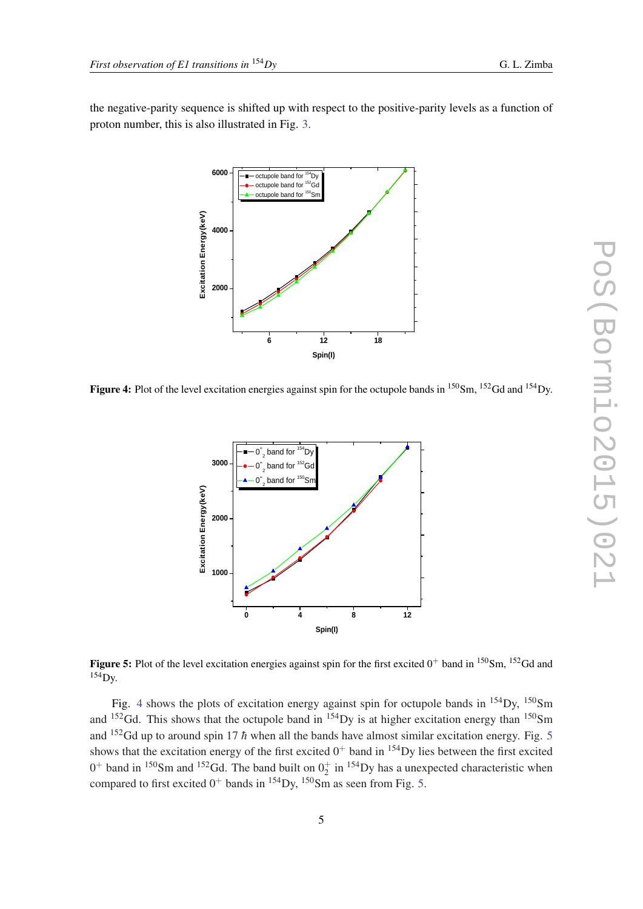the negative-parity sequence is shifted up with respect to the positive-parity levels as a function of proton number, this is also illustrated in Fig. 3.

**Figure 4:** Plot of the level excitation energies against spin for the octupole bands in $^{150}$Sm, $^{152}$Gd and $^{154}$Dy.

**Figure 5:** Plot of the level excitation energies against spin for the first excited $0^+$ band in $^{150}$Sm, $^{152}$Gd and $^{154}$Dy.

Fig. 4 shows the plots of excitation energy against spin for octupole bands in $^{154}$Dy, $^{150}$Sm and $^{152}$Gd. This shows that the octupole band in $^{154}$Dy is at higher excitation energy than $^{150}$Sm and $^{152}$Gd up to around spin 17 $\hbar$ when all the bands have almost similar excitation energy. Fig. 5 shows that the excitation energy of the first excited $0^+$ band in $^{154}$Dy lies between the first excited $0^+$ band in $^{150}$Sm and $^{152}$Gd. The band built on $0^+_2$ in $^{154}$Dy has a unexpected characteristic when compared to first excited $0^+$ bands in $^{154}$Dy, $^{150}$Sm as seen from Fig. 5.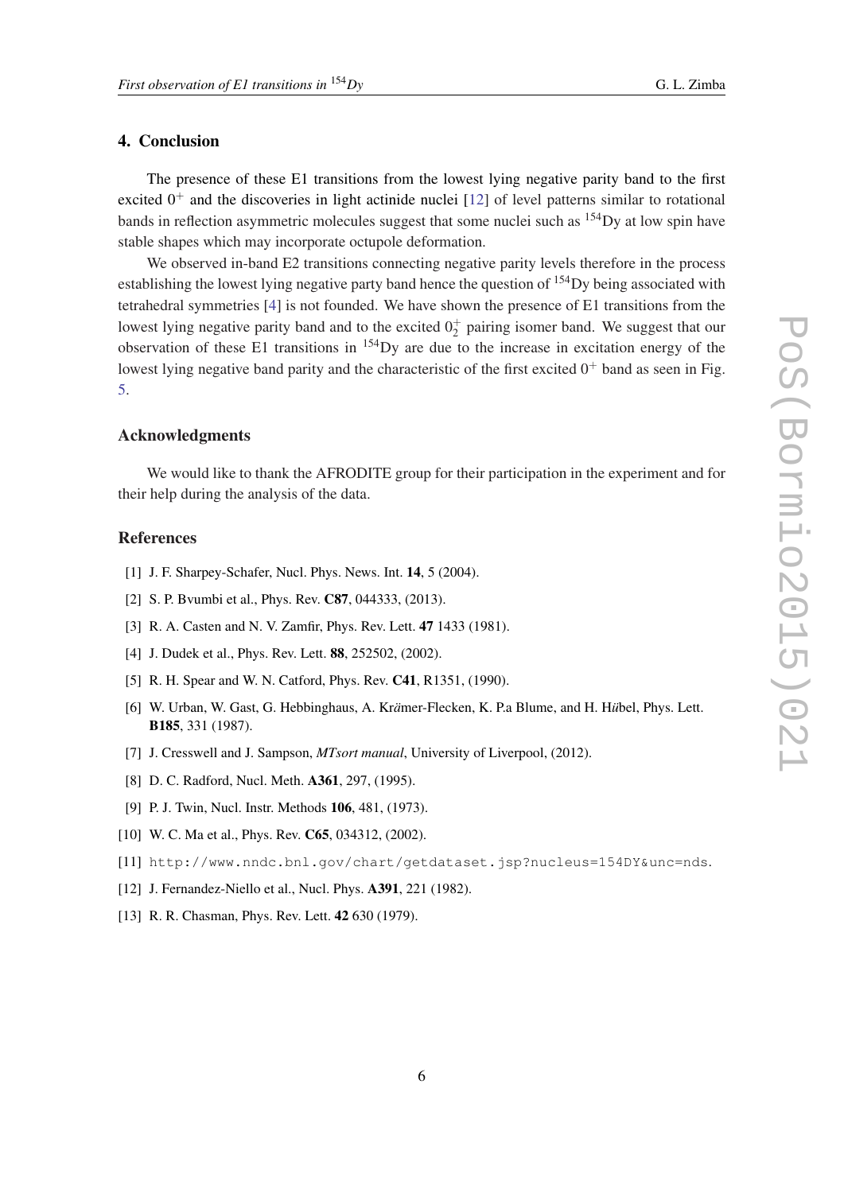## 4. Conclusion

The presence of these E1 transitions from the lowest lying negative parity band to the first excited $0^+$ and the discoveries in light actinide nuclei [12] of level patterns similar to rotational bands in reflection asymmetric molecules suggest that some nuclei such as $^{154}$Dy at low spin have stable shapes which may incorporate octupole deformation.

We observed in-band E2 transitions connecting negative parity levels therefore in the process establishing the lowest lying negative party band hence the question of $^{154}$Dy being associated with tetrahedral symmetries [4] is not founded. We have shown the presence of E1 transitions from the lowest lying negative parity band and to the excited $0_2^+$ pairing isomer band. We suggest that our observation of these E1 transitions in $^{154}$Dy are due to the increase in excitation energy of the lowest lying negative band parity and the characteristic of the first excited $0^+$ band as seen in Fig. 5.

### Acknowledgments

We would like to thank the AFRODITE group for their participation in the experiment and for their help during the analysis of the data.

### References

[1] J. F. Sharpey-Schafer, Nucl. Phys. News. Int. **14**, 5 (2004).

[2] S. P. Bvumbi et al., Phys. Rev. **C87**, 044333, (2013).

[3] R. A. Casten and N. V. Zamfir, Phys. Rev. Lett. **47** 1433 (1981).

[4] J. Dudek et al., Phys. Rev. Lett. **88**, 252502, (2002).

[5] R. H. Spear and W. N. Catford, Phys. Rev. **C41**, R1351, (1990).

[6] W. Urban, W. Gast, G. Hebbinghaus, A. Krämer-Flecken, K. P.a Blume, and H. H*ü*bel, Phys. Lett. **B185**, 331 (1987).

[7] J. Cresswell and J. Sampson, *MTsort manual*, University of Liverpool, (2012).

[8] D. C. Radford, Nucl. Meth. **A361**, 297, (1995).

[9] P. J. Twin, Nucl. Instr. Methods **106**, 481, (1973).

[10] W. C. Ma et al., Phys. Rev. **C65**, 034312, (2002).

[11] `http://www.nndc.bnl.gov/chart/getdataset.jsp?nucleus=154DY&unc=nds.`

[12] J. Fernandez-Niello et al., Nucl. Phys. **A391**, 221 (1982).

[13] R. R. Chasman, Phys. Rev. Lett. **42** 630 (1979).